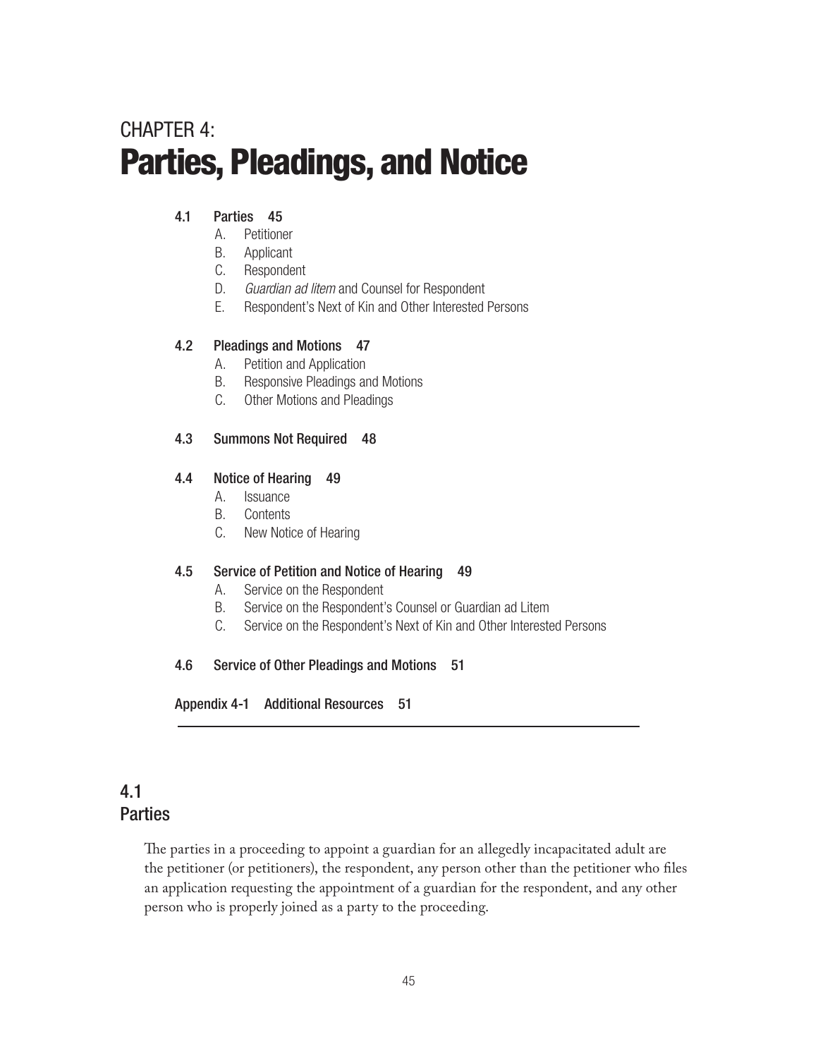# CHAPTER 4: Parties, Pleadings, and Notice

**4.1 Parties 45**

- A. Petitioner
- B. Applicant
- C. Respondent
- D. *Guardian ad litem* and Counsel for Respondent
- E. Respondent's Next of Kin and Other Interested Persons

**4.2 Pleadings and Motions 47**

- A. Petition and Application
- B. Responsive Pleadings and Motions
- C. Other Motions and Pleadings

**4.3 Summons Not Required 48**

**4.4 Notice of Hearing 49**

- A. Issuance
- B. Contents
- C. New Notice of Hearing

**4.5 Service of Petition and Notice of Hearing 49**

- A. Service on the Respondent
- B. Service on the Respondent's Counsel or Guardian ad Litem
- C. Service on the Respondent's Next of Kin and Other Interested Persons

**4.6 Service of Other Pleadings and Motions 51**

**Appendix 4-1 Additional Resources 51**

---

## 4.1 Parties

The parties in a proceeding to appoint a guardian for an allegedly incapacitated adult are the petitioner (or petitioners), the respondent, any person other than the petitioner who files an application requesting the appointment of a guardian for the respondent, and any other person who is properly joined as a party to the proceeding.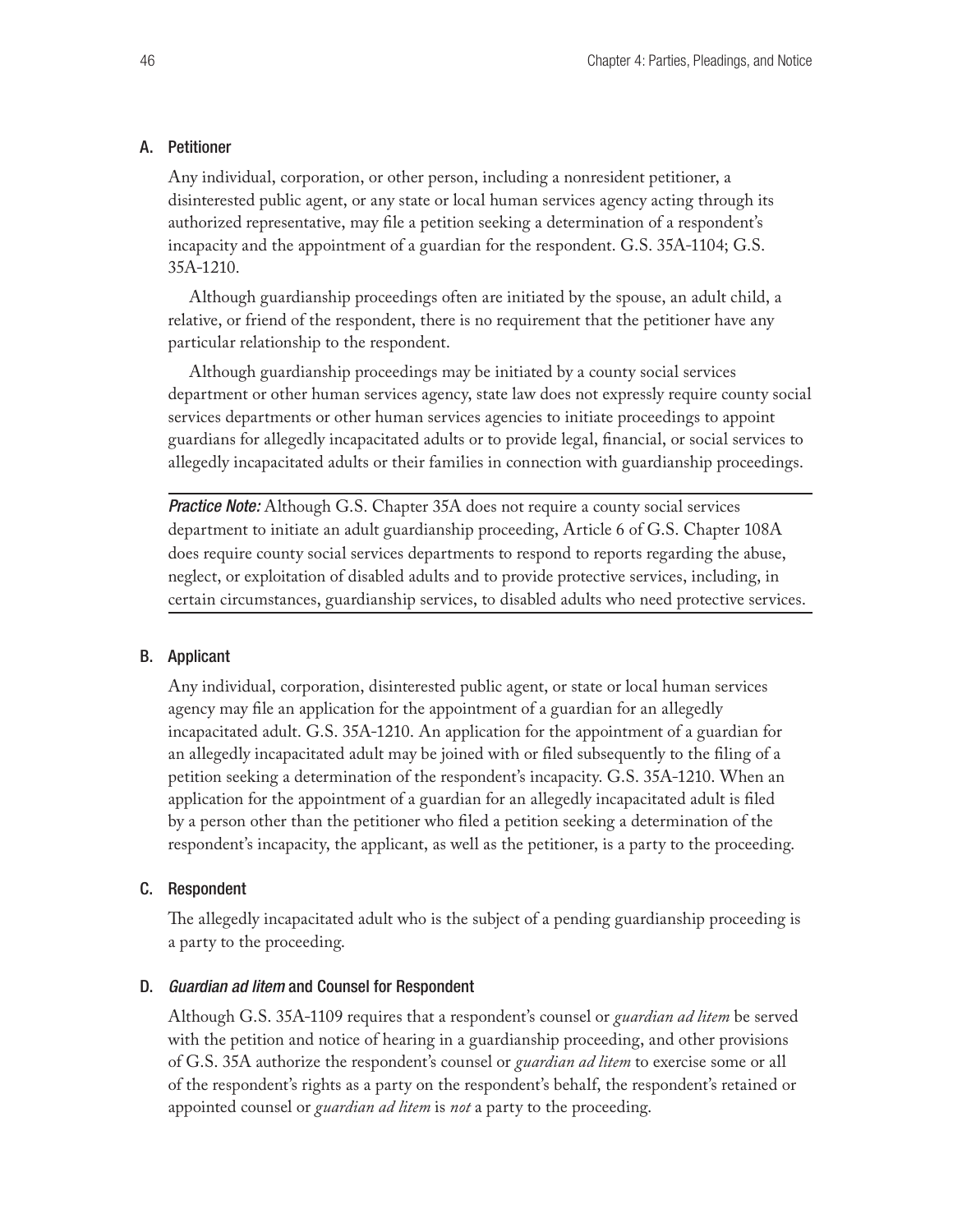### A. Petitioner

Any individual, corporation, or other person, including a nonresident petitioner, a disinterested public agent, or any state or local human services agency acting through its authorized representative, may file a petition seeking a determination of a respondent's incapacity and the appointment of a guardian for the respondent. G.S. 35A-1104; G.S. 35A-1210.

Although guardianship proceedings often are initiated by the spouse, an adult child, a relative, or friend of the respondent, there is no requirement that the petitioner have any particular relationship to the respondent.

Although guardianship proceedings may be initiated by a county social services department or other human services agency, state law does not expressly require county social services departments or other human services agencies to initiate proceedings to appoint guardians for allegedly incapacitated adults or to provide legal, financial, or social services to allegedly incapacitated adults or their families in connection with guardianship proceedings.

---

***Practice Note:*** Although G.S. Chapter 35A does not require a county social services department to initiate an adult guardianship proceeding, Article 6 of G.S. Chapter 108A does require county social services departments to respond to reports regarding the abuse, neglect, or exploitation of disabled adults and to provide protective services, including, in certain circumstances, guardianship services, to disabled adults who need protective services.

---

### B. Applicant

Any individual, corporation, disinterested public agent, or state or local human services agency may file an application for the appointment of a guardian for an allegedly incapacitated adult. G.S. 35A-1210. An application for the appointment of a guardian for an allegedly incapacitated adult may be joined with or filed subsequently to the filing of a petition seeking a determination of the respondent's incapacity. G.S. 35A-1210. When an application for the appointment of a guardian for an allegedly incapacitated adult is filed by a person other than the petitioner who filed a petition seeking a determination of the respondent's incapacity, the applicant, as well as the petitioner, is a party to the proceeding.

### C. Respondent

The allegedly incapacitated adult who is the subject of a pending guardianship proceeding is a party to the proceeding.

### D. *Guardian ad litem* and Counsel for Respondent

Although G.S. 35A-1109 requires that a respondent's counsel or *guardian ad litem* be served with the petition and notice of hearing in a guardianship proceeding, and other provisions of G.S. 35A authorize the respondent's counsel or *guardian ad litem* to exercise some or all of the respondent's rights as a party on the respondent's behalf, the respondent's retained or appointed counsel or *guardian ad litem* is *not* a party to the proceeding.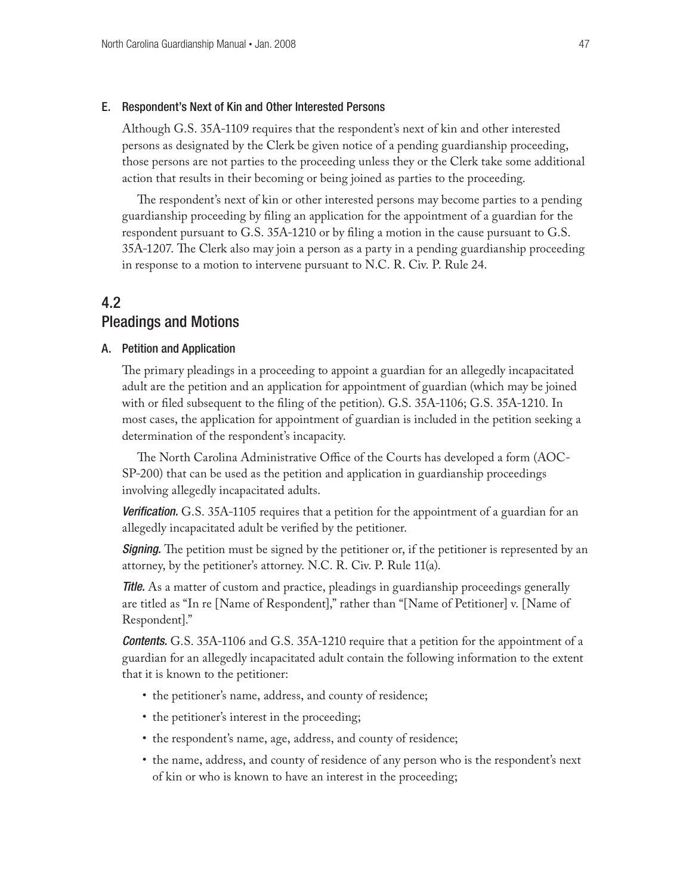### E. Respondent's Next of Kin and Other Interested Persons

Although G.S. 35A-1109 requires that the respondent's next of kin and other interested persons as designated by the Clerk be given notice of a pending guardianship proceeding, those persons are not parties to the proceeding unless they or the Clerk take some additional action that results in their becoming or being joined as parties to the proceeding.

The respondent's next of kin or other interested persons may become parties to a pending guardianship proceeding by filing an application for the appointment of a guardian for the respondent pursuant to G.S. 35A-1210 or by filing a motion in the cause pursuant to G.S. 35A-1207. The Clerk also may join a person as a party in a pending guardianship proceeding in response to a motion to intervene pursuant to N.C. R. Civ. P. Rule 24.

## 4.2 Pleadings and Motions

### A. Petition and Application

The primary pleadings in a proceeding to appoint a guardian for an allegedly incapacitated adult are the petition and an application for appointment of guardian (which may be joined with or filed subsequent to the filing of the petition). G.S. 35A-1106; G.S. 35A-1210. In most cases, the application for appointment of guardian is included in the petition seeking a determination of the respondent's incapacity.

The North Carolina Administrative Office of the Courts has developed a form (AOC-SP-200) that can be used as the petition and application in guardianship proceedings involving allegedly incapacitated adults.

***Verification.*** G.S. 35A-1105 requires that a petition for the appointment of a guardian for an allegedly incapacitated adult be verified by the petitioner.

***Signing.*** The petition must be signed by the petitioner or, if the petitioner is represented by an attorney, by the petitioner's attorney. N.C. R. Civ. P. Rule 11(a).

***Title.*** As a matter of custom and practice, pleadings in guardianship proceedings generally are titled as "In re [Name of Respondent]," rather than "[Name of Petitioner] v. [Name of Respondent]."

***Contents.*** G.S. 35A-1106 and G.S. 35A-1210 require that a petition for the appointment of a guardian for an allegedly incapacitated adult contain the following information to the extent that it is known to the petitioner:

- the petitioner's name, address, and county of residence;
- the petitioner's interest in the proceeding;
- the respondent's name, age, address, and county of residence;
- the name, address, and county of residence of any person who is the respondent's next of kin or who is known to have an interest in the proceeding;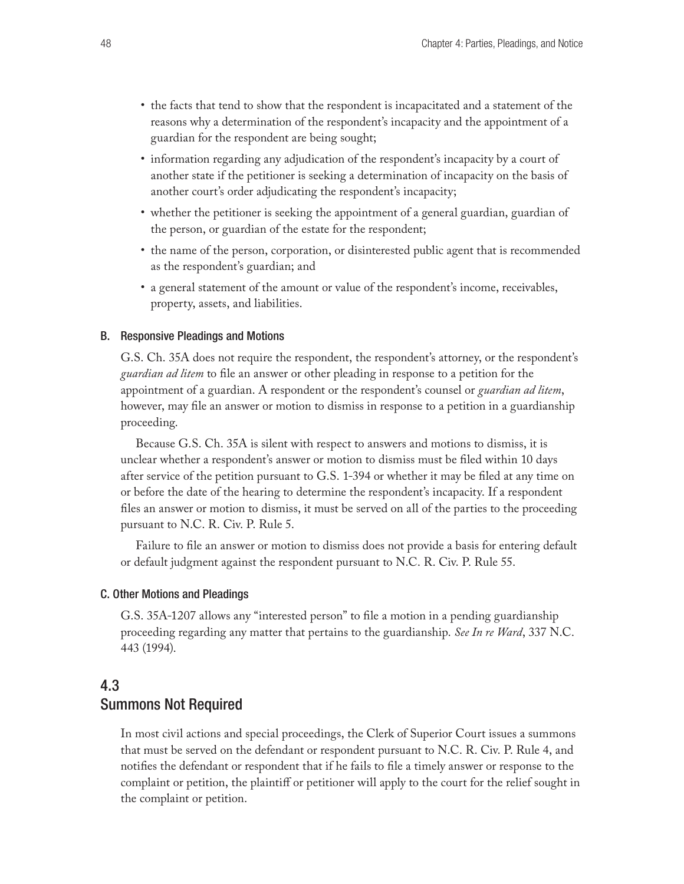- the facts that tend to show that the respondent is incapacitated and a statement of the reasons why a determination of the respondent's incapacity and the appointment of a guardian for the respondent are being sought;
- information regarding any adjudication of the respondent's incapacity by a court of another state if the petitioner is seeking a determination of incapacity on the basis of another court's order adjudicating the respondent's incapacity;
- whether the petitioner is seeking the appointment of a general guardian, guardian of the person, or guardian of the estate for the respondent;
- the name of the person, corporation, or disinterested public agent that is recommended as the respondent's guardian; and
- a general statement of the amount or value of the respondent's income, receivables, property, assets, and liabilities.

### B. Responsive Pleadings and Motions

G.S. Ch. 35A does not require the respondent, the respondent's attorney, or the respondent's *guardian ad litem* to file an answer or other pleading in response to a petition for the appointment of a guardian. A respondent or the respondent's counsel or *guardian ad litem*, however, may file an answer or motion to dismiss in response to a petition in a guardianship proceeding.

Because G.S. Ch. 35A is silent with respect to answers and motions to dismiss, it is unclear whether a respondent's answer or motion to dismiss must be filed within 10 days after service of the petition pursuant to G.S. 1-394 or whether it may be filed at any time on or before the date of the hearing to determine the respondent's incapacity. If a respondent files an answer or motion to dismiss, it must be served on all of the parties to the proceeding pursuant to N.C. R. Civ. P. Rule 5.

Failure to file an answer or motion to dismiss does not provide a basis for entering default or default judgment against the respondent pursuant to N.C. R. Civ. P. Rule 55.

### C. Other Motions and Pleadings

G.S. 35A-1207 allows any "interested person" to file a motion in a pending guardianship proceeding regarding any matter that pertains to the guardianship. *See In re Ward*, 337 N.C. 443 (1994).

## 4.3 Summons Not Required

In most civil actions and special proceedings, the Clerk of Superior Court issues a summons that must be served on the defendant or respondent pursuant to N.C. R. Civ. P. Rule 4, and notifies the defendant or respondent that if he fails to file a timely answer or response to the complaint or petition, the plaintiff or petitioner will apply to the court for the relief sought in the complaint or petition.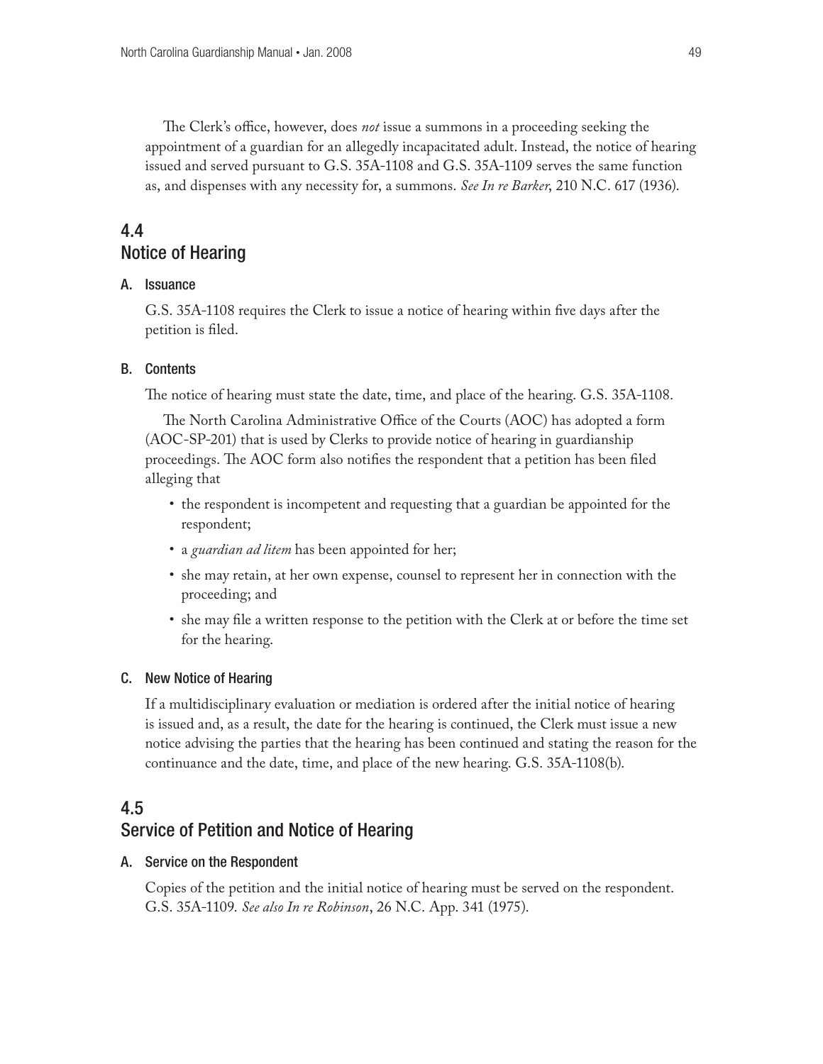The Clerk's office, however, does *not* issue a summons in a proceeding seeking the appointment of a guardian for an allegedly incapacitated adult. Instead, the notice of hearing issued and served pursuant to G.S. 35A-1108 and G.S. 35A-1109 serves the same function as, and dispenses with any necessity for, a summons. *See In re Barker*, 210 N.C. 617 (1936).

## 4.4 Notice of Hearing

### A. Issuance

G.S. 35A-1108 requires the Clerk to issue a notice of hearing within five days after the petition is filed.

### B. Contents

The notice of hearing must state the date, time, and place of the hearing. G.S. 35A-1108.

The North Carolina Administrative Office of the Courts (AOC) has adopted a form (AOC-SP-201) that is used by Clerks to provide notice of hearing in guardianship proceedings. The AOC form also notifies the respondent that a petition has been filed alleging that

- the respondent is incompetent and requesting that a guardian be appointed for the respondent;
- a *guardian ad litem* has been appointed for her;
- she may retain, at her own expense, counsel to represent her in connection with the proceeding; and
- she may file a written response to the petition with the Clerk at or before the time set for the hearing.

### C. New Notice of Hearing

If a multidisciplinary evaluation or mediation is ordered after the initial notice of hearing is issued and, as a result, the date for the hearing is continued, the Clerk must issue a new notice advising the parties that the hearing has been continued and stating the reason for the continuance and the date, time, and place of the new hearing. G.S. 35A-1108(b).

## 4.5 Service of Petition and Notice of Hearing

### A. Service on the Respondent

Copies of the petition and the initial notice of hearing must be served on the respondent. G.S. 35A-1109. *See also In re Robinson*, 26 N.C. App. 341 (1975).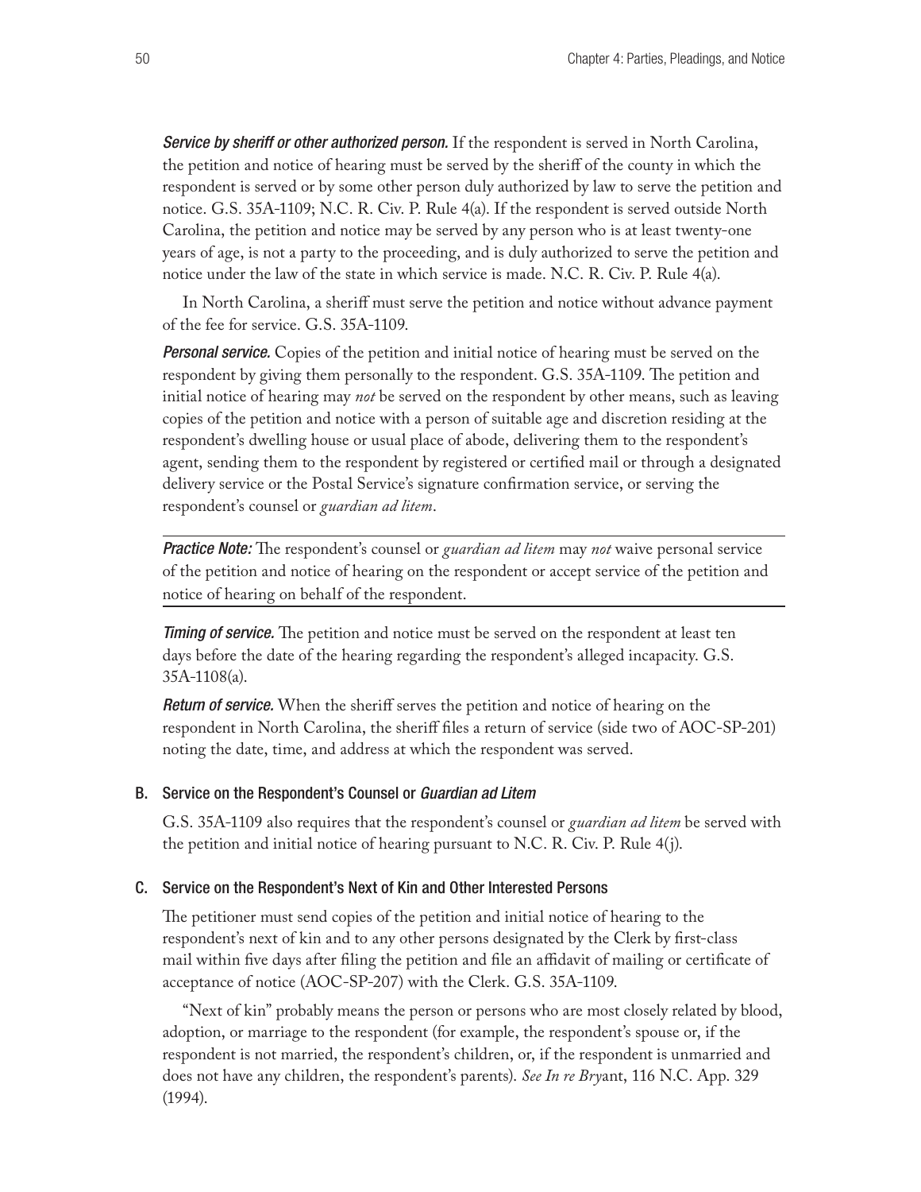***Service by sheriff or other authorized person.*** If the respondent is served in North Carolina, the petition and notice of hearing must be served by the sheriff of the county in which the respondent is served or by some other person duly authorized by law to serve the petition and notice. G.S. 35A-1109; N.C. R. Civ. P. Rule 4(a). If the respondent is served outside North Carolina, the petition and notice may be served by any person who is at least twenty-one years of age, is not a party to the proceeding, and is duly authorized to serve the petition and notice under the law of the state in which service is made. N.C. R. Civ. P. Rule 4(a).

In North Carolina, a sheriff must serve the petition and notice without advance payment of the fee for service. G.S. 35A-1109.

***Personal service.*** Copies of the petition and initial notice of hearing must be served on the respondent by giving them personally to the respondent. G.S. 35A-1109. The petition and initial notice of hearing may *not* be served on the respondent by other means, such as leaving copies of the petition and notice with a person of suitable age and discretion residing at the respondent's dwelling house or usual place of abode, delivering them to the respondent's agent, sending them to the respondent by registered or certified mail or through a designated delivery service or the Postal Service's signature confirmation service, or serving the respondent's counsel or *guardian ad litem*.

---

***Practice Note:*** The respondent's counsel or *guardian ad litem* may *not* waive personal service of the petition and notice of hearing on the respondent or accept service of the petition and notice of hearing on behalf of the respondent.

---

***Timing of service.*** The petition and notice must be served on the respondent at least ten days before the date of the hearing regarding the respondent's alleged incapacity. G.S. 35A-1108(a).

***Return of service.*** When the sheriff serves the petition and notice of hearing on the respondent in North Carolina, the sheriff files a return of service (side two of AOC-SP-201) noting the date, time, and address at which the respondent was served.

### B. Service on the Respondent's Counsel or *Guardian ad Litem*

G.S. 35A-1109 also requires that the respondent's counsel or *guardian ad litem* be served with the petition and initial notice of hearing pursuant to N.C. R. Civ. P. Rule 4(j).

### C. Service on the Respondent's Next of Kin and Other Interested Persons

The petitioner must send copies of the petition and initial notice of hearing to the respondent's next of kin and to any other persons designated by the Clerk by first-class mail within five days after filing the petition and file an affidavit of mailing or certificate of acceptance of notice (AOC-SP-207) with the Clerk. G.S. 35A-1109.

"Next of kin" probably means the person or persons who are most closely related by blood, adoption, or marriage to the respondent (for example, the respondent's spouse or, if the respondent is not married, the respondent's children, or, if the respondent is unmarried and does not have any children, the respondent's parents). *See In re Bryant*, 116 N.C. App. 329 (1994).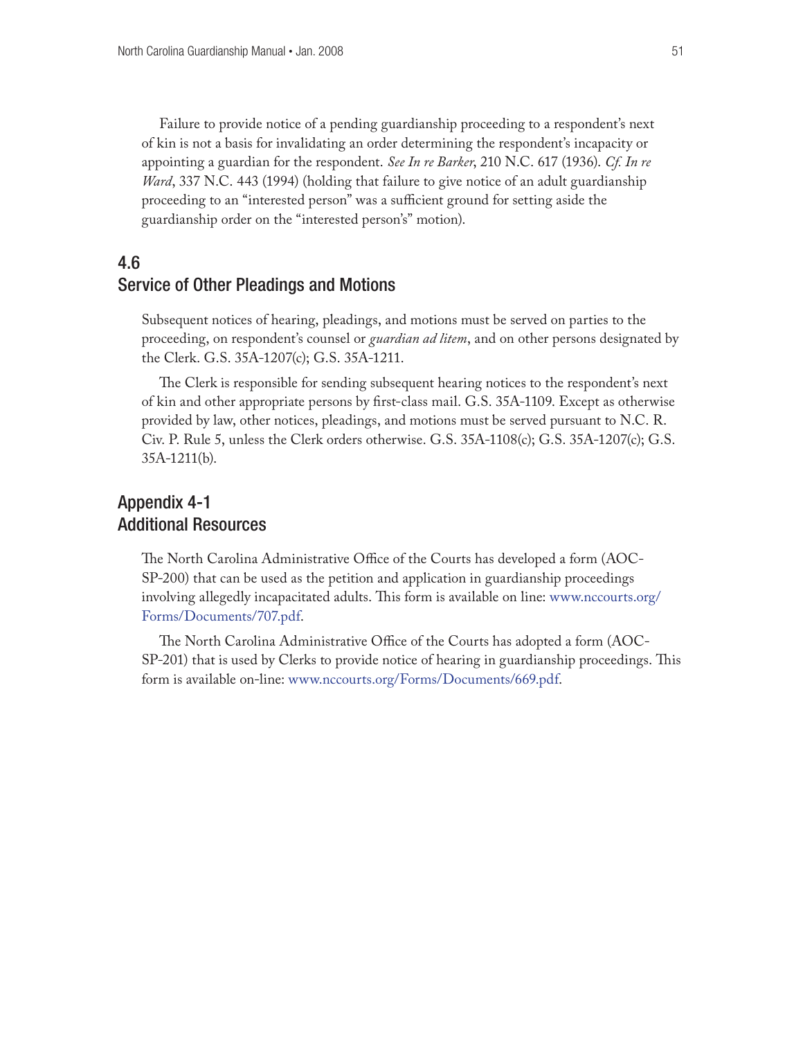Failure to provide notice of a pending guardianship proceeding to a respondent's next of kin is not a basis for invalidating an order determining the respondent's incapacity or appointing a guardian for the respondent. *See In re Barker*, 210 N.C. 617 (1936). *Cf. In re Ward*, 337 N.C. 443 (1994) (holding that failure to give notice of an adult guardianship proceeding to an "interested person" was a sufficient ground for setting aside the guardianship order on the "interested person's" motion).

## 4.6 Service of Other Pleadings and Motions

Subsequent notices of hearing, pleadings, and motions must be served on parties to the proceeding, on respondent's counsel or *guardian ad litem*, and on other persons designated by the Clerk. G.S. 35A-1207(c); G.S. 35A-1211.

The Clerk is responsible for sending subsequent hearing notices to the respondent's next of kin and other appropriate persons by first-class mail. G.S. 35A-1109. Except as otherwise provided by law, other notices, pleadings, and motions must be served pursuant to N.C. R. Civ. P. Rule 5, unless the Clerk orders otherwise. G.S. 35A-1108(c); G.S. 35A-1207(c); G.S. 35A-1211(b).

## Appendix 4-1 Additional Resources

The North Carolina Administrative Office of the Courts has developed a form (AOC-SP-200) that can be used as the petition and application in guardianship proceedings involving allegedly incapacitated adults. This form is available on line: www.nccourts.org/Forms/Documents/707.pdf.

The North Carolina Administrative Office of the Courts has adopted a form (AOC-SP-201) that is used by Clerks to provide notice of hearing in guardianship proceedings. This form is available on-line: www.nccourts.org/Forms/Documents/669.pdf.